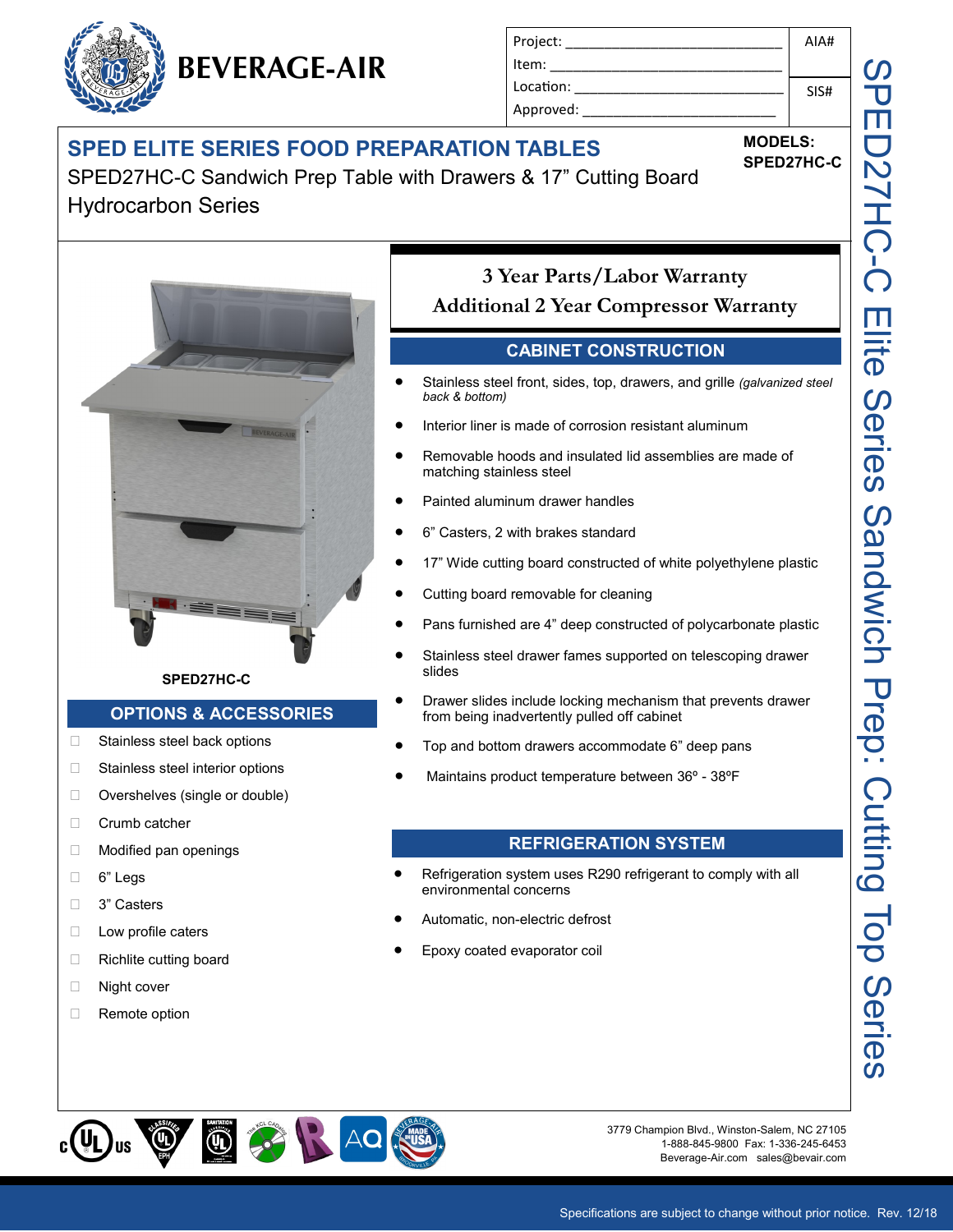# BEVERAGE-AIR

| Project: | AIA# |
|---|---|
| Item: | |
| Location: | SIS# |
| Approved: | |

## SPED ELITE SERIES FOOD PREPARATION TABLES

SPED27HC-C Sandwich Prep Table with Drawers & 17" Cutting Board
Hydrocarbon Series

**MODELS:**
**SPED27HC-C**

SPED27HC-C Elite Series Sandwich Prep: Cutting Top Series

**SPED27HC-C**

### OPTIONS & ACCESSORIES

- ☐ Stainless steel back options
- ☐ Stainless steel interior options
- ☐ Overshelves (single or double)
- ☐ Crumb catcher
- ☐ Modified pan openings
- ☐ 6" Legs
- ☐ 3" Casters
- ☐ Low profile caters
- ☐ Richlite cutting board
- ☐ Night cover
- ☐ Remote option

**3 Year Parts/Labor Warranty**
**Additional 2 Year Compressor Warranty**

### CABINET CONSTRUCTION

- Stainless steel front, sides, top, drawers, and grille *(galvanized steel back & bottom)*
- Interior liner is made of corrosion resistant aluminum
- Removable hoods and insulated lid assemblies are made of matching stainless steel
- Painted aluminum drawer handles
- 6" Casters, 2 with brakes standard
- 17" Wide cutting board constructed of white polyethylene plastic
- Cutting board removable for cleaning
- Pans furnished are 4" deep constructed of polycarbonate plastic
- Stainless steel drawer fames supported on telescoping drawer slides
- Drawer slides include locking mechanism that prevents drawer from being inadvertently pulled off cabinet
- Top and bottom drawers accommodate 6" deep pans
- Maintains product temperature between 36º - 38ºF

### REFRIGERATION SYSTEM

- Refrigeration system uses R290 refrigerant to comply with all environmental concerns
- Automatic, non-electric defrost
- Epoxy coated evaporator coil

3779 Champion Blvd., Winston-Salem, NC 27105
1-888-845-9800 Fax: 1-336-245-6453
Beverage-Air.com sales@bevair.com

Specifications are subject to change without prior notice. Rev. 12/18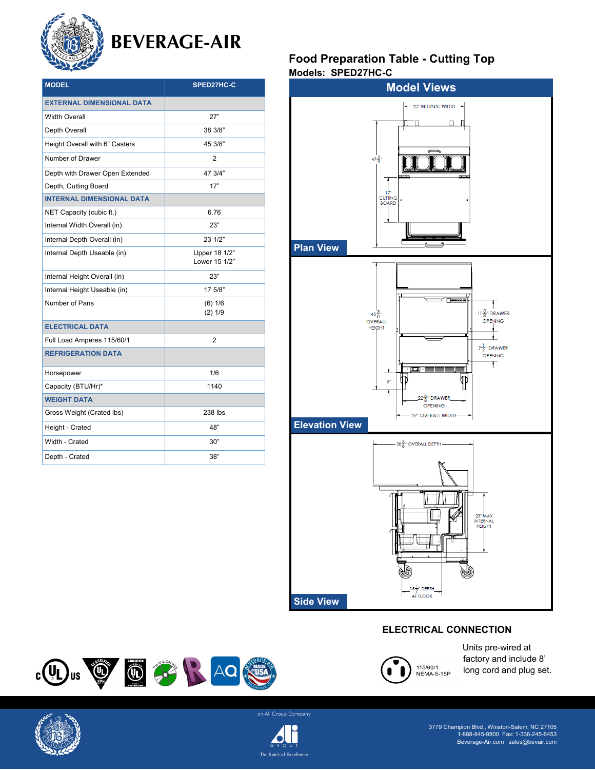# BEVERAGE-AIR

## Food Preparation Table - Cutting Top

**Models: SPED27HC-C**

| MODEL | SPED27HC-C |
|---|---|
| **EXTERNAL DIMENSIONAL DATA** | |
| Width Overall | 27" |
| Depth Overall | 38 3/8" |
| Height Overall with 6" Casters | 45 3/8" |
| Number of Drawer | 2 |
| Depth with Drawer Open Extended | 47 3/4" |
| Depth, Cutting Board | 17" |
| **INTERNAL DIMENSIONAL DATA** | |
| NET Capacity (cubic ft.) | 6.76 |
| Internal Width Overall (in) | 23" |
| Internal Depth Overall (in) | 23 1/2" |
| Internal Depth Useable (in) | Upper 18 1/2" Lower 15 1/2" |
| Internal Height Overall (in) | 23" |
| Internal Height Useable (in) | 17 5/8" |
| Number of Pans | (6) 1/6 (2) 1/9 |
| **ELECTRICAL DATA** | |
| Full Load Amperes 115/60/1 | 2 |
| **REFRIGERATION DATA** | |
| Horsepower | 1/6 |
| Capacity (BTU/Hr)* | 1140 |
| **WEIGHT DATA** | |
| Gross Weight (Crated lbs) | 238 lbs |
| Height - Crated | 48" |
| Width - Crated | 30" |
| Depth - Crated | 38" |

## Model Views

### Plan View

23" INTERNAL WIDTH

47 3/4"

17" CUTTING BOARD

### Elevation View

45 3/8" OVERALL HEIGHT

11 3/8" DRAWER OPENING

7 1/2" DRAWER OPENING

6"

22 5/8" DRAWER OPENING

27" OVERALL WIDTH

### Side View

38 3/8" OVERALL DEPTH

23" MAX INTERNAL HEIGHT

15 1/2" DEPTH AT FLOOR

## ELECTRICAL CONNECTION

115/60/1
NEMA-5-15P

Units pre-wired at factory and include 8' long cord and plug set.

an Ali Group Company

The Spirit of Excellence

3779 Champion Blvd., Winston-Salem, NC 27105
1-888-845-9800 Fax: 1-336-245-6453
Beverage-Air.com sales@bevair.com